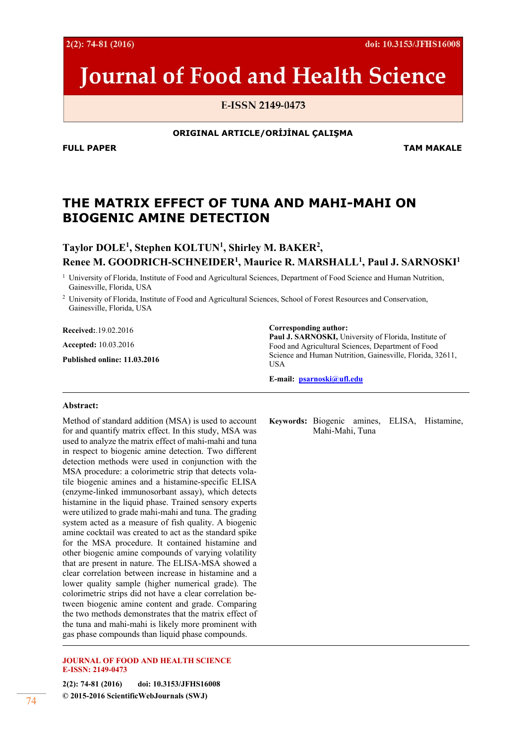ORIGINAL ARTICLE/ORİJİNAL ÇALIŞMA

**FULL PAPER** **TAM MAKALE**

# THE MATRIX EFFECT OF TUNA AND MAHI-MAHI ON BIOGENIC AMINE DETECTION

**Taylor DOLE[1], Stephen KOLTUN[1], Shirley M. BAKER[2], Renee M. GOODRICH-SCHNEIDER[1], Maurice R. MARSHALL[1], Paul J. SARNOSKI[1]**

[1] University of Florida, Institute of Food and Agricultural Sciences, Department of Food Science and Human Nutrition, Gainesville, Florida, USA

[2] University of Florida, Institute of Food and Agricultural Sciences, School of Forest Resources and Conservation, Gainesville, Florida, USA

**Received:**.19.02.2016

**Accepted:** 10.03.2016

**Published online: 11.03.2016**

**Corresponding author:**
**Paul J. SARNOSKI,** University of Florida, Institute of Food and Agricultural Sciences, Department of Food Science and Human Nutrition, Gainesville, Florida, 32611, USA

**E-mail:** psarnoski@ufl.edu

**Abstract:**

Method of standard addition (MSA) is used to account for and quantify matrix effect. In this study, MSA was used to analyze the matrix effect of mahi-mahi and tuna in respect to biogenic amine detection. Two different detection methods were used in conjunction with the MSA procedure: a colorimetric strip that detects volatile biogenic amines and a histamine-specific ELISA (enzyme-linked immunosorbant assay), which detects histamine in the liquid phase. Trained sensory experts were utilized to grade mahi-mahi and tuna. The grading system acted as a measure of fish quality. A biogenic amine cocktail was created to act as the standard spike for the MSA procedure. It contained histamine and other biogenic amine compounds of varying volatility that are present in nature. The ELISA-MSA showed a clear correlation between increase in histamine and a lower quality sample (higher numerical grade). The colorimetric strips did not have a clear correlation between biogenic amine content and grade. Comparing the two methods demonstrates that the matrix effect of the tuna and mahi-mahi is likely more prominent with gas phase compounds than liquid phase compounds.

**Keywords:** Biogenic amines, ELISA, Histamine, Mahi-Mahi, Tuna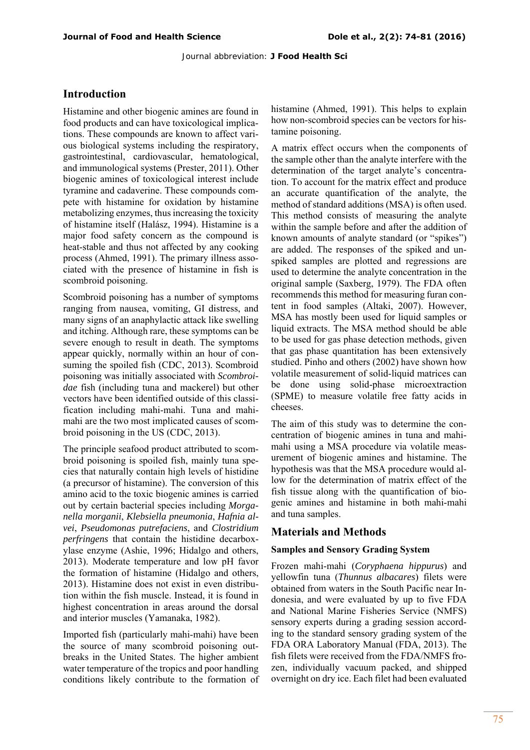## Introduction

Histamine and other biogenic amines are found in food products and can have toxicological implications. These compounds are known to affect various biological systems including the respiratory, gastrointestinal, cardiovascular, hematological, and immunological systems (Prester, 2011). Other biogenic amines of toxicological interest include tyramine and cadaverine. These compounds compete with histamine for oxidation by histamine metabolizing enzymes, thus increasing the toxicity of histamine itself (Halász, 1994). Histamine is a major food safety concern as the compound is heat-stable and thus not affected by any cooking process (Ahmed, 1991). The primary illness associated with the presence of histamine in fish is scombroid poisoning.

Scombroid poisoning has a number of symptoms ranging from nausea, vomiting, GI distress, and many signs of an anaphylactic attack like swelling and itching. Although rare, these symptoms can be severe enough to result in death. The symptoms appear quickly, normally within an hour of consuming the spoiled fish (CDC, 2013). Scombroid poisoning was initially associated with *Scombroidae* fish (including tuna and mackerel) but other vectors have been identified outside of this classification including mahi-mahi. Tuna and mahi-mahi are the two most implicated causes of scombroid poisoning in the US (CDC, 2013).

The principle seafood product attributed to scombroid poisoning is spoiled fish, mainly tuna species that naturally contain high levels of histidine (a precursor of histamine). The conversion of this amino acid to the toxic biogenic amines is carried out by certain bacterial species including *Morganella morganii*, *Klebsiella pneumonia*, *Hafnia alvei*, *Pseudomonas putrefaciens*, and *Clostridium perfringens* that contain the histidine decarboxylase enzyme (Ashie, 1996; Hidalgo and others, 2013). Moderate temperature and low pH favor the formation of histamine (Hidalgo and others, 2013). Histamine does not exist in even distribution within the fish muscle. Instead, it is found in highest concentration in areas around the dorsal and interior muscles (Yamanaka, 1982).

Imported fish (particularly mahi-mahi) have been the source of many scombroid poisoning outbreaks in the United States. The higher ambient water temperature of the tropics and poor handling conditions likely contribute to the formation of histamine (Ahmed, 1991). This helps to explain how non-scombroid species can be vectors for histamine poisoning.

A matrix effect occurs when the components of the sample other than the analyte interfere with the determination of the target analyte's concentration. To account for the matrix effect and produce an accurate quantification of the analyte, the method of standard additions (MSA) is often used. This method consists of measuring the analyte within the sample before and after the addition of known amounts of analyte standard (or "spikes") are added. The responses of the spiked and unspiked samples are plotted and regressions are used to determine the analyte concentration in the original sample (Saxberg, 1979). The FDA often recommends this method for measuring furan content in food samples (Altaki, 2007). However, MSA has mostly been used for liquid samples or liquid extracts. The MSA method should be able to be used for gas phase detection methods, given that gas phase quantitation has been extensively studied. Pinho and others (2002) have shown how volatile measurement of solid-liquid matrices can be done using solid-phase microextraction (SPME) to measure volatile free fatty acids in cheeses.

The aim of this study was to determine the concentration of biogenic amines in tuna and mahi-mahi using a MSA procedure via volatile measurement of biogenic amines and histamine. The hypothesis was that the MSA procedure would allow for the determination of matrix effect of the fish tissue along with the quantification of biogenic amines and histamine in both mahi-mahi and tuna samples.

## Materials and Methods

### Samples and Sensory Grading System

Frozen mahi-mahi (*Coryphaena hippurus*) and yellowfin tuna (*Thunnus albacares*) filets were obtained from waters in the South Pacific near Indonesia, and were evaluated by up to five FDA and National Marine Fisheries Service (NMFS) sensory experts during a grading session according to the standard sensory grading system of the FDA ORA Laboratory Manual (FDA, 2013). The fish filets were received from the FDA/NMFS frozen, individually vacuum packed, and shipped overnight on dry ice. Each filet had been evaluated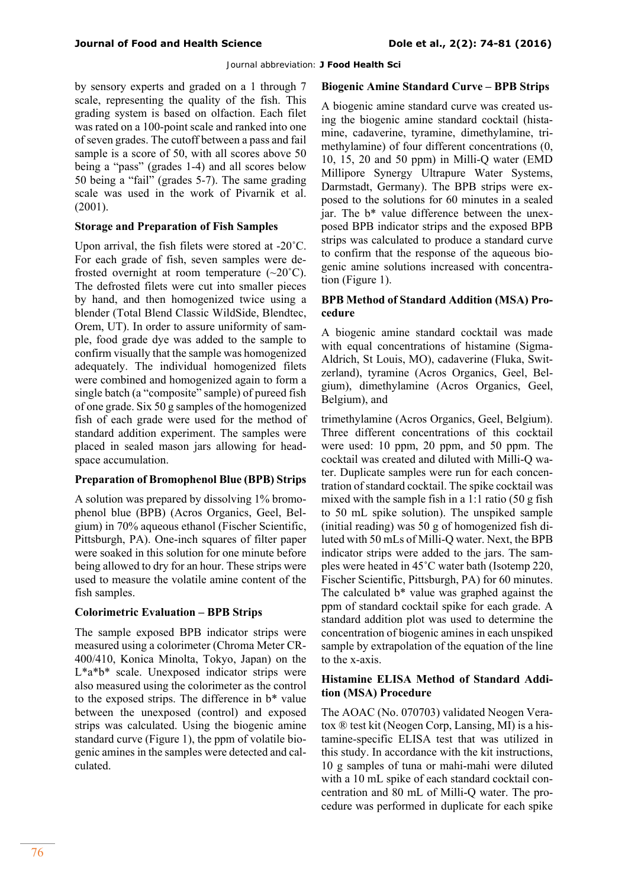by sensory experts and graded on a 1 through 7 scale, representing the quality of the fish. This grading system is based on olfaction. Each filet was rated on a 100-point scale and ranked into one of seven grades. The cutoff between a pass and fail sample is a score of 50, with all scores above 50 being a "pass" (grades 1-4) and all scores below 50 being a "fail" (grades 5-7). The same grading scale was used in the work of Pivarnik et al. (2001).

### Storage and Preparation of Fish Samples

Upon arrival, the fish filets were stored at -20˚C. For each grade of fish, seven samples were defrosted overnight at room temperature (~20˚C). The defrosted filets were cut into smaller pieces by hand, and then homogenized twice using a blender (Total Blend Classic WildSide, Blendtec, Orem, UT). In order to assure uniformity of sample, food grade dye was added to the sample to confirm visually that the sample was homogenized adequately. The individual homogenized filets were combined and homogenized again to form a single batch (a "composite" sample) of pureed fish of one grade. Six 50 g samples of the homogenized fish of each grade were used for the method of standard addition experiment. The samples were placed in sealed mason jars allowing for headspace accumulation.

### Preparation of Bromophenol Blue (BPB) Strips

A solution was prepared by dissolving 1% bromophenol blue (BPB) (Acros Organics, Geel, Belgium) in 70% aqueous ethanol (Fischer Scientific, Pittsburgh, PA). One-inch squares of filter paper were soaked in this solution for one minute before being allowed to dry for an hour. These strips were used to measure the volatile amine content of the fish samples.

### Colorimetric Evaluation – BPB Strips

The sample exposed BPB indicator strips were measured using a colorimeter (Chroma Meter CR-400/410, Konica Minolta, Tokyo, Japan) on the L\*a\*b\* scale. Unexposed indicator strips were also measured using the colorimeter as the control to the exposed strips. The difference in b\* value between the unexposed (control) and exposed strips was calculated. Using the biogenic amine standard curve (Figure 1), the ppm of volatile biogenic amines in the samples were detected and calculated.

### Biogenic Amine Standard Curve – BPB Strips

A biogenic amine standard curve was created using the biogenic amine standard cocktail (histamine, cadaverine, tyramine, dimethylamine, trimethylamine) of four different concentrations (0, 10, 15, 20 and 50 ppm) in Milli-Q water (EMD Millipore Synergy Ultrapure Water Systems, Darmstadt, Germany). The BPB strips were exposed to the solutions for 60 minutes in a sealed jar. The b\* value difference between the unexposed BPB indicator strips and the exposed BPB strips was calculated to produce a standard curve to confirm that the response of the aqueous biogenic amine solutions increased with concentration (Figure 1).

### BPB Method of Standard Addition (MSA) Procedure

A biogenic amine standard cocktail was made with equal concentrations of histamine (Sigma-Aldrich, St Louis, MO), cadaverine (Fluka, Switzerland), tyramine (Acros Organics, Geel, Belgium), dimethylamine (Acros Organics, Geel, Belgium), and trimethylamine (Acros Organics, Geel, Belgium). Three different concentrations of this cocktail were used: 10 ppm, 20 ppm, and 50 ppm. The cocktail was created and diluted with Milli-Q water. Duplicate samples were run for each concentration of standard cocktail. The spike cocktail was mixed with the sample fish in a 1:1 ratio (50 g fish to 50 mL spike solution). The unspiked sample (initial reading) was 50 g of homogenized fish diluted with 50 mLs of Milli-Q water. Next, the BPB indicator strips were added to the jars. The samples were heated in 45˚C water bath (Isotemp 220, Fischer Scientific, Pittsburgh, PA) for 60 minutes. The calculated b\* value was graphed against the ppm of standard cocktail spike for each grade. A standard addition plot was used to determine the concentration of biogenic amines in each unspiked sample by extrapolation of the equation of the line to the x-axis.

### Histamine ELISA Method of Standard Addition (MSA) Procedure

The AOAC (No. 070703) validated Neogen Veratox ® test kit (Neogen Corp, Lansing, MI) is a histamine-specific ELISA test that was utilized in this study. In accordance with the kit instructions, 10 g samples of tuna or mahi-mahi were diluted with a 10 mL spike of each standard cocktail concentration and 80 mL of Milli-Q water. The procedure was performed in duplicate for each spike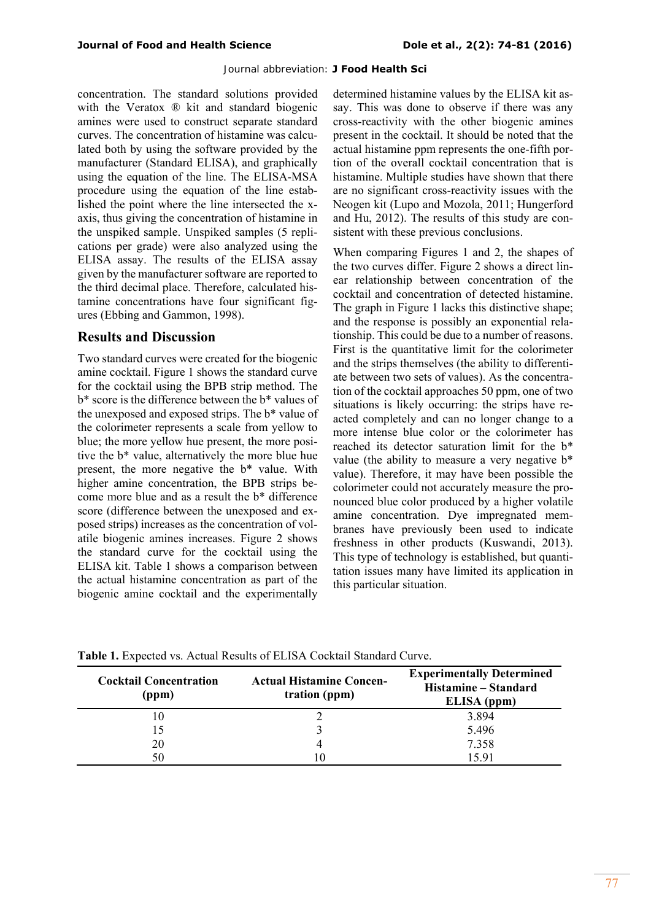concentration. The standard solutions provided with the Veratox ® kit and standard biogenic amines were used to construct separate standard curves. The concentration of histamine was calculated both by using the software provided by the manufacturer (Standard ELISA), and graphically using the equation of the line. The ELISA-MSA procedure using the equation of the line established the point where the line intersected the x-axis, thus giving the concentration of histamine in the unspiked sample. Unspiked samples (5 replications per grade) were also analyzed using the ELISA assay. The results of the ELISA assay given by the manufacturer software are reported to the third decimal place. Therefore, calculated histamine concentrations have four significant figures (Ebbing and Gammon, 1998).

## Results and Discussion

Two standard curves were created for the biogenic amine cocktail. Figure 1 shows the standard curve for the cocktail using the BPB strip method. The b* score is the difference between the b* values of the unexposed and exposed strips. The b* value of the colorimeter represents a scale from yellow to blue; the more yellow hue present, the more positive the b* value, alternatively the more blue hue present, the more negative the b* value. With higher amine concentration, the BPB strips become more blue and as a result the b* difference score (difference between the unexposed and exposed strips) increases as the concentration of volatile biogenic amines increases. Figure 2 shows the standard curve for the cocktail using the ELISA kit. Table 1 shows a comparison between the actual histamine concentration as part of the biogenic amine cocktail and the experimentally determined histamine values by the ELISA kit assay. This was done to observe if there was any cross-reactivity with the other biogenic amines present in the cocktail. It should be noted that the actual histamine ppm represents the one-fifth portion of the overall cocktail concentration that is histamine. Multiple studies have shown that there are no significant cross-reactivity issues with the Neogen kit (Lupo and Mozola, 2011; Hungerford and Hu, 2012). The results of this study are consistent with these previous conclusions.

When comparing Figures 1 and 2, the shapes of the two curves differ. Figure 2 shows a direct linear relationship between concentration of the cocktail and concentration of detected histamine. The graph in Figure 1 lacks this distinctive shape; and the response is possibly an exponential relationship. This could be due to a number of reasons. First is the quantitative limit for the colorimeter and the strips themselves (the ability to differentiate between two sets of values). As the concentration of the cocktail approaches 50 ppm, one of two situations is likely occurring: the strips have reacted completely and can no longer change to a more intense blue color or the colorimeter has reached its detector saturation limit for the b* value (the ability to measure a very negative b* value). Therefore, it may have been possible the colorimeter could not accurately measure the pronounced blue color produced by a higher volatile amine concentration. Dye impregnated membranes have previously been used to indicate freshness in other products (Kuswandi, 2013). This type of technology is established, but quantitation issues many have limited its application in this particular situation.

**Table 1.** Expected vs. Actual Results of ELISA Cocktail Standard Curve.

| Cocktail Concentration (ppm) | Actual Histamine Concentration (ppm) | Experimentally Determined Histamine – Standard ELISA (ppm) |
|---|---|---|
| 10 | 2 | 3.894 |
| 15 | 3 | 5.496 |
| 20 | 4 | 7.358 |
| 50 | 10 | 15.91 |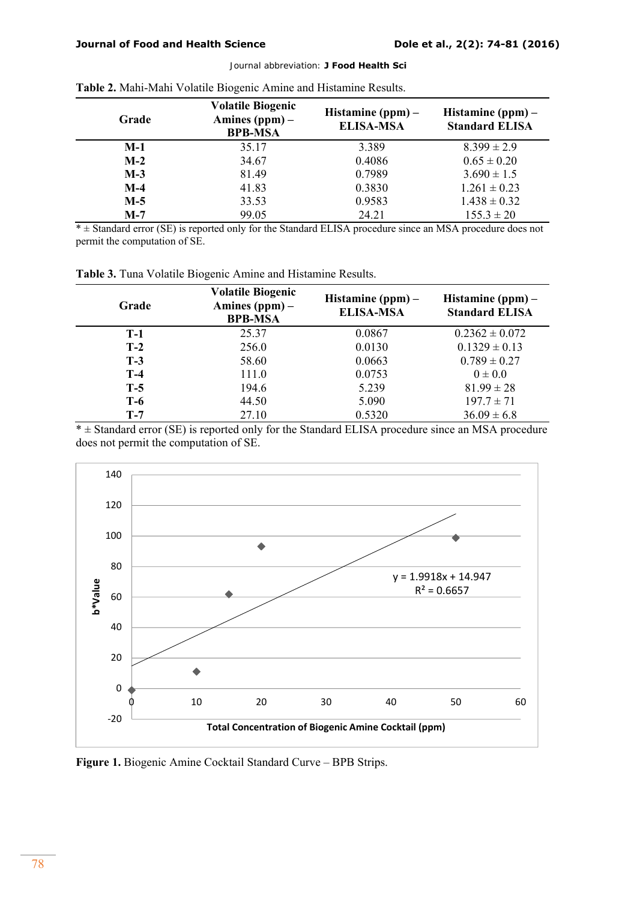**Table 2.** Mahi-Mahi Volatile Biogenic Amine and Histamine Results.

| Grade | Volatile Biogenic Amines (ppm) – BPB-MSA | Histamine (ppm) – ELISA-MSA | Histamine (ppm) – Standard ELISA |
|---|---|---|---|
| **M-1** | 35.17 | 3.389 | 8.399 ± 2.9 |
| **M-2** | 34.67 | 0.4086 | 0.65 ± 0.20 |
| **M-3** | 81.49 | 0.7989 | 3.690 ± 1.5 |
| **M-4** | 41.83 | 0.3830 | 1.261 ± 0.23 |
| **M-5** | 33.53 | 0.9583 | 1.438 ± 0.32 |
| **M-7** | 99.05 | 24.21 | 155.3 ± 20 |

* ± Standard error (SE) is reported only for the Standard ELISA procedure since an MSA procedure does not permit the computation of SE.

**Table 3.** Tuna Volatile Biogenic Amine and Histamine Results.

| Grade | Volatile Biogenic Amines (ppm) – BPB-MSA | Histamine (ppm) – ELISA-MSA | Histamine (ppm) – Standard ELISA |
|---|---|---|---|
| **T-1** | 25.37 | 0.0867 | 0.2362 ± 0.072 |
| **T-2** | 256.0 | 0.0130 | 0.1329 ± 0.13 |
| **T-3** | 58.60 | 0.0663 | 0.789 ± 0.27 |
| **T-4** | 111.0 | 0.0753 | 0 ± 0.0 |
| **T-5** | 194.6 | 5.239 | 81.99 ± 28 |
| **T-6** | 44.50 | 5.090 | 197.7 ± 71 |
| **T-7** | 27.10 | 0.5320 | 36.09 ± 6.8 |

* ± Standard error (SE) is reported only for the Standard ELISA procedure since an MSA procedure does not permit the computation of SE.

$y = 1.9918x + 14.947$
$R^2 = 0.6657$

**Figure 1.** Biogenic Amine Cocktail Standard Curve – BPB Strips.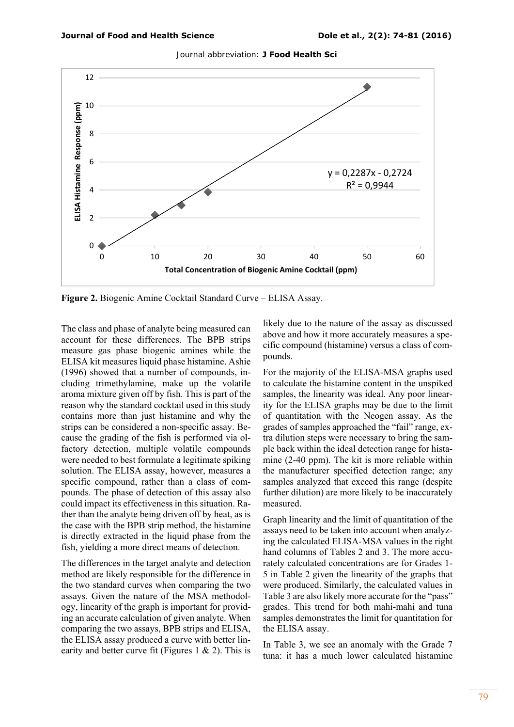**Figure 2.** Biogenic Amine Cocktail Standard Curve – ELISA Assay.

The class and phase of analyte being measured can account for these differences. The BPB strips measure gas phase biogenic amines while the ELISA kit measures liquid phase histamine. Ashie (1996) showed that a number of compounds, including trimethylamine, make up the volatile aroma mixture given off by fish. This is part of the reason why the standard cocktail used in this study contains more than just histamine and why the strips can be considered a non-specific assay. Because the grading of the fish is performed via olfactory detection, multiple volatile compounds were needed to best formulate a legitimate spiking solution. The ELISA assay, however, measures a specific compound, rather than a class of compounds. The phase of detection of this assay also could impact its effectiveness in this situation. Rather than the analyte being driven off by heat, as is the case with the BPB strip method, the histamine is directly extracted in the liquid phase from the fish, yielding a more direct means of detection.

The differences in the target analyte and detection method are likely responsible for the difference in the two standard curves when comparing the two assays. Given the nature of the MSA methodology, linearity of the graph is important for providing an accurate calculation of given analyte. When comparing the two assays, BPB strips and ELISA, the ELISA assay produced a curve with better linearity and better curve fit (Figures 1 & 2). This is likely due to the nature of the assay as discussed above and how it more accurately measures a specific compound (histamine) versus a class of compounds.

For the majority of the ELISA-MSA graphs used to calculate the histamine content in the unspiked samples, the linearity was ideal. Any poor linearity for the ELISA graphs may be due to the limit of quantitation with the Neogen assay. As the grades of samples approached the "fail" range, extra dilution steps were necessary to bring the sample back within the ideal detection range for histamine (2-40 ppm). The kit is more reliable within the manufacturer specified detection range; any samples analyzed that exceed this range (despite further dilution) are more likely to be inaccurately measured.

Graph linearity and the limit of quantitation of the assays need to be taken into account when analyzing the calculated ELISA-MSA values in the right hand columns of Tables 2 and 3. The more accurately calculated concentrations are for Grades 1-5 in Table 2 given the linearity of the graphs that were produced. Similarly, the calculated values in Table 3 are also likely more accurate for the "pass" grades. This trend for both mahi-mahi and tuna samples demonstrates the limit for quantitation for the ELISA assay.

In Table 3, we see an anomaly with the Grade 7 tuna: it has a much lower calculated histamine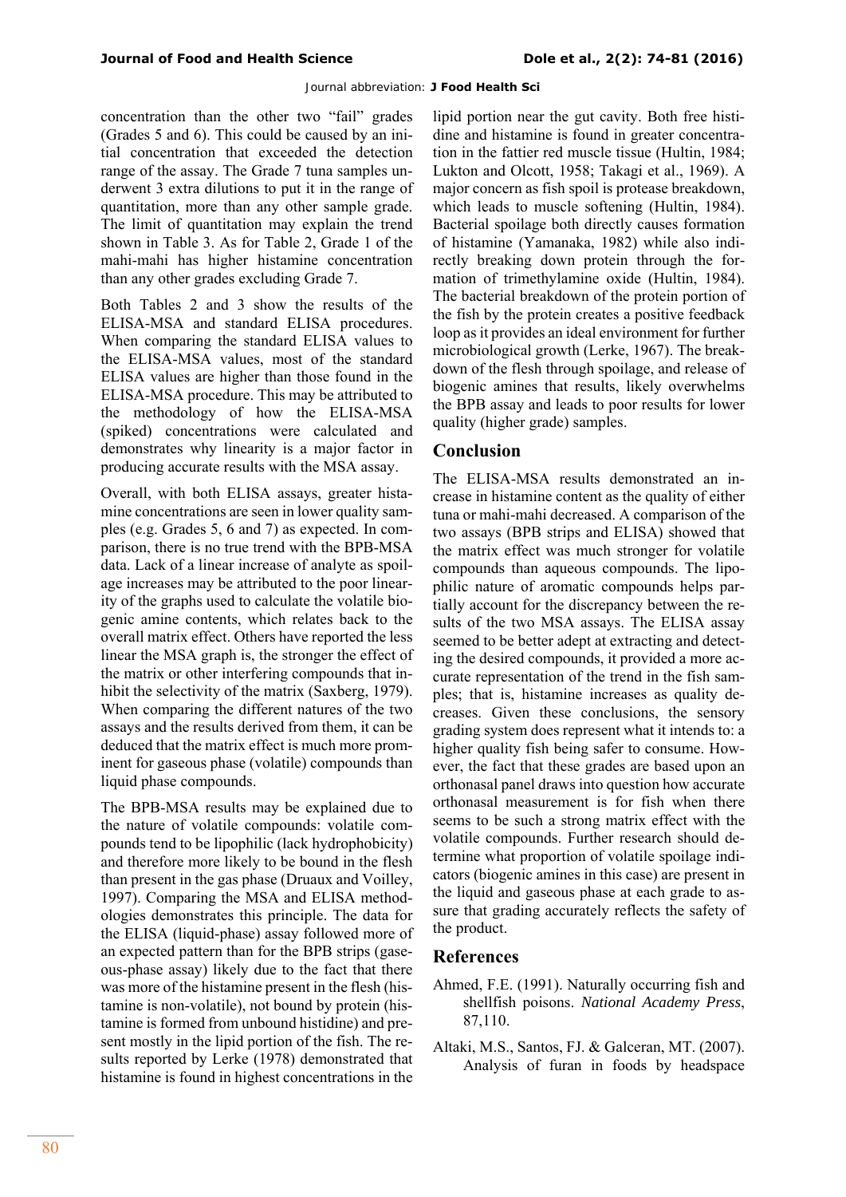concentration than the other two "fail" grades (Grades 5 and 6). This could be caused by an initial concentration that exceeded the detection range of the assay. The Grade 7 tuna samples underwent 3 extra dilutions to put it in the range of quantitation, more than any other sample grade. The limit of quantitation may explain the trend shown in Table 3. As for Table 2, Grade 1 of the mahi-mahi has higher histamine concentration than any other grades excluding Grade 7.

Both Tables 2 and 3 show the results of the ELISA-MSA and standard ELISA procedures. When comparing the standard ELISA values to the ELISA-MSA values, most of the standard ELISA values are higher than those found in the ELISA-MSA procedure. This may be attributed to the methodology of how the ELISA-MSA (spiked) concentrations were calculated and demonstrates why linearity is a major factor in producing accurate results with the MSA assay.

Overall, with both ELISA assays, greater histamine concentrations are seen in lower quality samples (e.g. Grades 5, 6 and 7) as expected. In comparison, there is no true trend with the BPB-MSA data. Lack of a linear increase of analyte as spoilage increases may be attributed to the poor linearity of the graphs used to calculate the volatile biogenic amine contents, which relates back to the overall matrix effect. Others have reported the less linear the MSA graph is, the stronger the effect of the matrix or other interfering compounds that inhibit the selectivity of the matrix (Saxberg, 1979). When comparing the different natures of the two assays and the results derived from them, it can be deduced that the matrix effect is much more prominent for gaseous phase (volatile) compounds than liquid phase compounds.

The BPB-MSA results may be explained due to the nature of volatile compounds: volatile compounds tend to be lipophilic (lack hydrophobicity) and therefore more likely to be bound in the flesh than present in the gas phase (Druaux and Voilley, 1997). Comparing the MSA and ELISA methodologies demonstrates this principle. The data for the ELISA (liquid-phase) assay followed more of an expected pattern than for the BPB strips (gaseous-phase assay) likely due to the fact that there was more of the histamine present in the flesh (histamine is non-volatile), not bound by protein (histamine is formed from unbound histidine) and present mostly in the lipid portion of the fish. The results reported by Lerke (1978) demonstrated that histamine is found in highest concentrations in the lipid portion near the gut cavity. Both free histidine and histamine is found in greater concentration in the fattier red muscle tissue (Hultin, 1984; Lukton and Olcott, 1958; Takagi et al., 1969). A major concern as fish spoil is protease breakdown, which leads to muscle softening (Hultin, 1984). Bacterial spoilage both directly causes formation of histamine (Yamanaka, 1982) while also indirectly breaking down protein through the formation of trimethylamine oxide (Hultin, 1984). The bacterial breakdown of the protein portion of the fish by the protein creates a positive feedback loop as it provides an ideal environment for further microbiological growth (Lerke, 1967). The breakdown of the flesh through spoilage, and release of biogenic amines that results, likely overwhelms the BPB assay and leads to poor results for lower quality (higher grade) samples.

## Conclusion

The ELISA-MSA results demonstrated an increase in histamine content as the quality of either tuna or mahi-mahi decreased. A comparison of the two assays (BPB strips and ELISA) showed that the matrix effect was much stronger for volatile compounds than aqueous compounds. The lipophilic nature of aromatic compounds helps partially account for the discrepancy between the results of the two MSA assays. The ELISA assay seemed to be better adept at extracting and detecting the desired compounds, it provided a more accurate representation of the trend in the fish samples; that is, histamine increases as quality decreases. Given these conclusions, the sensory grading system does represent what it intends to: a higher quality fish being safer to consume. However, the fact that these grades are based upon an orthonasal panel draws into question how accurate orthonasal measurement is for fish when there seems to be such a strong matrix effect with the volatile compounds. Further research should determine what proportion of volatile spoilage indicators (biogenic amines in this case) are present in the liquid and gaseous phase at each grade to assure that grading accurately reflects the safety of the product.

## References

Ahmed, F.E. (1991). Naturally occurring fish and shellfish poisons. *National Academy Press*, 87,110.

Altaki, M.S., Santos, FJ. & Galceran, MT. (2007). Analysis of furan in foods by headspace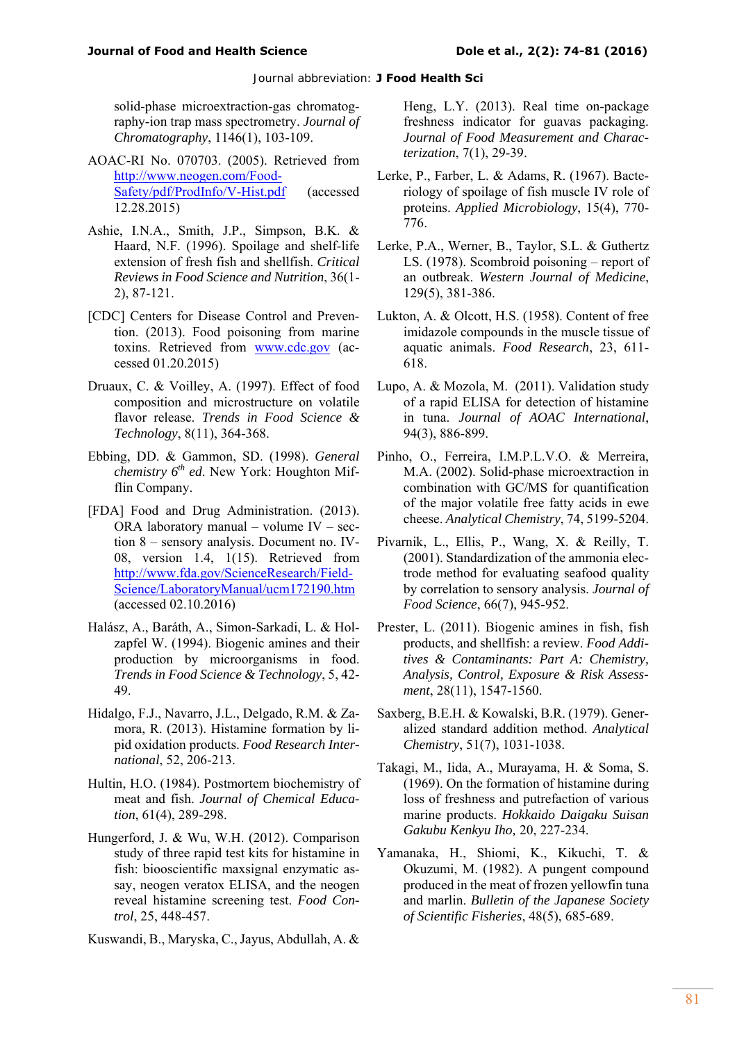solid-phase microextraction-gas chromatography-ion trap mass spectrometry. *Journal of Chromatography*, 1146(1), 103-109.

AOAC-RI No. 070703. (2005). Retrieved from http://www.neogen.com/Food-Safety/pdf/ProdInfo/V-Hist.pdf (accessed 12.28.2015)

Ashie, I.N.A., Smith, J.P., Simpson, B.K. & Haard, N.F. (1996). Spoilage and shelf-life extension of fresh fish and shellfish. *Critical Reviews in Food Science and Nutrition*, 36(1-2), 87-121.

[CDC] Centers for Disease Control and Prevention. (2013). Food poisoning from marine toxins. Retrieved from www.cdc.gov (accessed 01.20.2015)

Druaux, C. & Voilley, A. (1997). Effect of food composition and microstructure on volatile flavor release. *Trends in Food Science & Technology*, 8(11), 364-368.

Ebbing, DD. & Gammon, SD. (1998). *General chemistry 6th ed*. New York: Houghton Mifflin Company.

[FDA] Food and Drug Administration. (2013). ORA laboratory manual – volume IV – section 8 – sensory analysis. Document no. IV-08, version 1.4, 1(15). Retrieved from http://www.fda.gov/ScienceResearch/FieldScience/LaboratoryManual/ucm172190.htm (accessed 02.10.2016)

Halász, A., Baráth, A., Simon-Sarkadi, L. & Holzapfel W. (1994). Biogenic amines and their production by microorganisms in food. *Trends in Food Science & Technology*, 5, 42-49.

Hidalgo, F.J., Navarro, J.L., Delgado, R.M. & Zamora, R. (2013). Histamine formation by lipid oxidation products. *Food Research International*, 52, 206-213.

Hultin, H.O. (1984). Postmortem biochemistry of meat and fish. *Journal of Chemical Education*, 61(4), 289-298.

Hungerford, J. & Wu, W.H. (2012). Comparison study of three rapid test kits for histamine in fish: biooscientific maxsignal enzymatic assay, neogen veratox ELISA, and the neogen reveal histamine screening test. *Food Control*, 25, 448-457.

Kuswandi, B., Maryska, C., Jayus, Abdullah, A. & Heng, L.Y. (2013). Real time on-package freshness indicator for guavas packaging. *Journal of Food Measurement and Characterization*, 7(1), 29-39.

Lerke, P., Farber, L. & Adams, R. (1967). Bacteriology of spoilage of fish muscle IV role of proteins. *Applied Microbiology*, 15(4), 770-776.

Lerke, P.A., Werner, B., Taylor, S.L. & Guthertz LS. (1978). Scombroid poisoning – report of an outbreak. *Western Journal of Medicine*, 129(5), 381-386.

Lukton, A. & Olcott, H.S. (1958). Content of free imidazole compounds in the muscle tissue of aquatic animals. *Food Research*, 23, 611-618.

Lupo, A. & Mozola, M. (2011). Validation study of a rapid ELISA for detection of histamine in tuna. *Journal of AOAC International*, 94(3), 886-899.

Pinho, O., Ferreira, I.M.P.L.V.O. & Merreira, M.A. (2002). Solid-phase microextraction in combination with GC/MS for quantification of the major volatile free fatty acids in ewe cheese. *Analytical Chemistry*, 74, 5199-5204.

Pivarnik, L., Ellis, P., Wang, X. & Reilly, T. (2001). Standardization of the ammonia electrode method for evaluating seafood quality by correlation to sensory analysis. *Journal of Food Science*, 66(7), 945-952.

Prester, L. (2011). Biogenic amines in fish, fish products, and shellfish: a review. *Food Additives & Contaminants: Part A: Chemistry, Analysis, Control, Exposure & Risk Assessment*, 28(11), 1547-1560.

Saxberg, B.E.H. & Kowalski, B.R. (1979). Generalized standard addition method. *Analytical Chemistry*, 51(7), 1031-1038.

Takagi, M., Iida, A., Murayama, H. & Soma, S. (1969). On the formation of histamine during loss of freshness and putrefaction of various marine products. *Hokkaido Daigaku Suisan Gakubu Kenkyu Iho,* 20, 227-234.

Yamanaka, H., Shiomi, K., Kikuchi, T. & Okuzumi, M. (1982). A pungent compound produced in the meat of frozen yellowfin tuna and marlin. *Bulletin of the Japanese Society of Scientific Fisheries*, 48(5), 685-689.